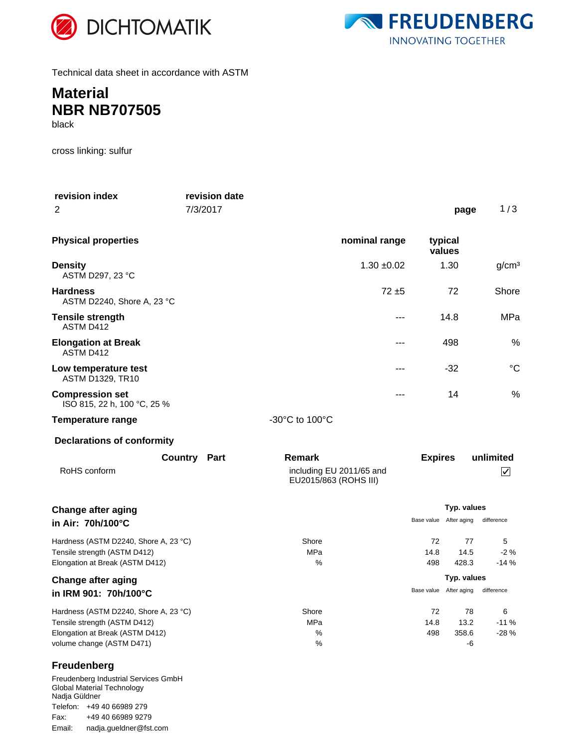DICHTOMATIK

FREUDENBERG
INNOVATING TOGETHER

Technical data sheet in accordance with ASTM

# Material
# NBR NB707505

black

cross linking: sulfur

| revision index | revision date |
|---|---|
| 2 | 7/3/2017 |

| Physical properties | | nominal range | typical values | |
|---|---|---|---|---|
| **Density**<br>ASTM D297, 23 °C | | 1.30 ±0.02 | 1.30 | g/cm³ |
| **Hardness**<br>ASTM D2240, Shore A, 23 °C | | 72 ±5 | 72 | Shore |
| **Tensile strength**<br>ASTM D412 | | --- | 14.8 | MPa |
| **Elongation at Break**<br>ASTM D412 | | --- | 498 | % |
| **Low temperature test**<br>ASTM D1329, TR10 | | --- | -32 | °C |
| **Compression set**<br>ISO 815, 22 h, 100 °C, 25 % | | --- | 14 | % |
| **Temperature range** | -30°C to 100°C | | | |

**Declarations of conformity**

| | Country | Part | Remark | Expires | unlimited |
|---|---|---|---|---|---|
| RoHS conform | | | including EU 2011/65 and EU2015/863 (ROHS III) | | ☑ |

**Change after aging in Air: 70h/100°C**

| | | Typ. values | | |
|---|---|---|---|---|
| | | Base value | After aging | difference |
| Hardness (ASTM D2240, Shore A, 23 °C) | Shore | 72 | 77 | 5 |
| Tensile strength (ASTM D412) | MPa | 14.8 | 14.5 | -2 % |
| Elongation at Break (ASTM D412) | % | 498 | 428.3 | -14 % |

**Change after aging in IRM 901: 70h/100°C**

| | | Typ. values | | |
|---|---|---|---|---|
| | | Base value | After aging | difference |
| Hardness (ASTM D2240, Shore A, 23 °C) | Shore | 72 | 78 | 6 |
| Tensile strength (ASTM D412) | MPa | 14.8 | 13.2 | -11 % |
| Elongation at Break (ASTM D412) | % | 498 | 358.6 | -28 % |
| volume change (ASTM D471) | % | | -6 | |

**Freudenberg**

Freudenberg Industrial Services GmbH
Global Material Technology
Nadja Güldner
Telefon: +49 40 66989 279
Fax: +49 40 66989 9279
Email: nadja.gueldner@fst.com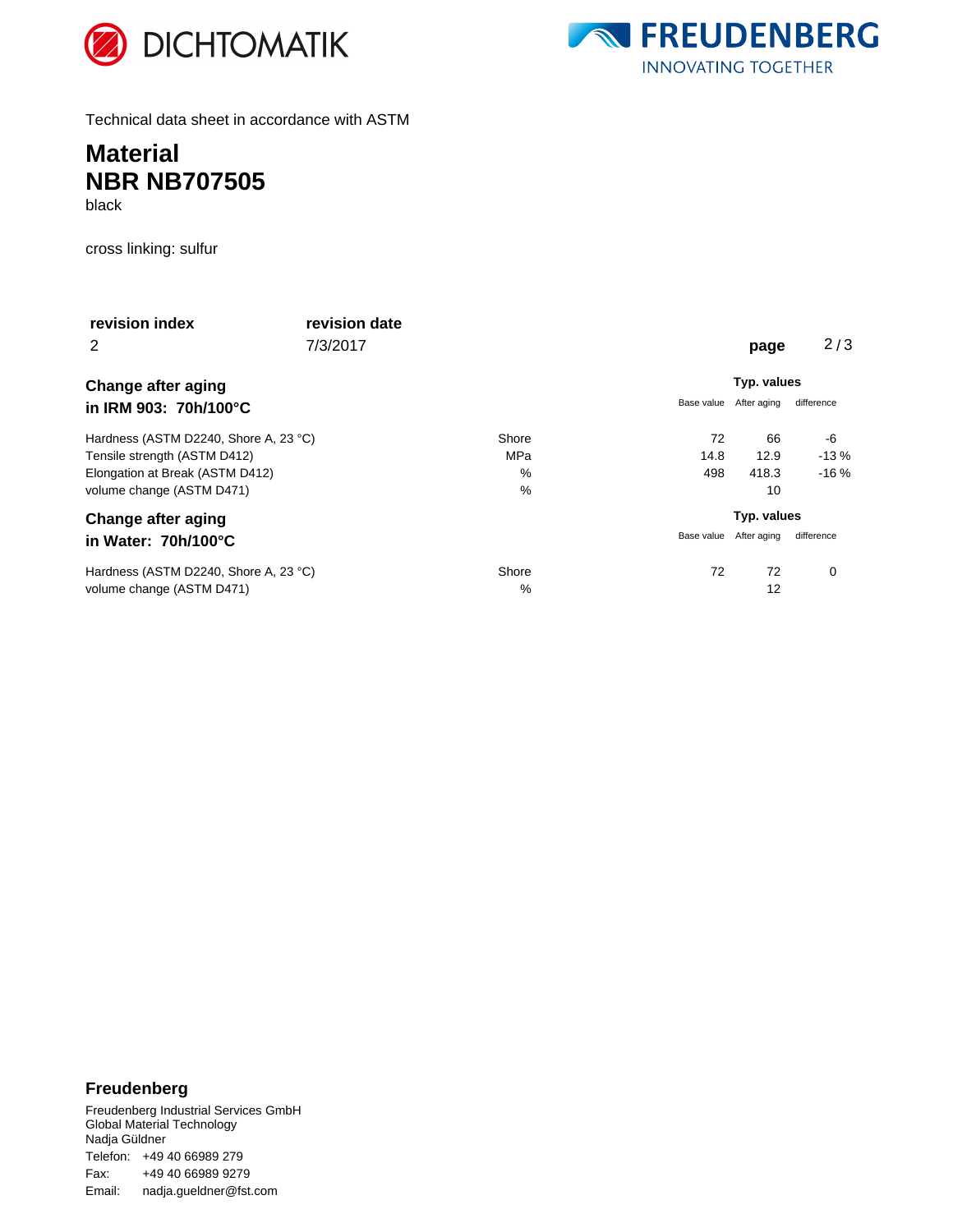DICHTOMATIK

FREUDENBERG
INNOVATING TOGETHER

Technical data sheet in accordance with ASTM

# Material
# NBR NB707505

black

cross linking: sulfur

| revision index | revision date |
|---|---|
| 2 | 7/3/2017 |

## Change after aging in IRM 903: 70h/100°C

| | | Typ. values | | |
|---|---|---|---|---|
| | | Base value | After aging | difference |
| Hardness (ASTM D2240, Shore A, 23 °C) | Shore | 72 | 66 | -6 |
| Tensile strength (ASTM D412) | MPa | 14.8 | 12.9 | -13 % |
| Elongation at Break (ASTM D412) | % | 498 | 418.3 | -16 % |
| volume change (ASTM D471) | % | | 10 | |

## Change after aging in Water: 70h/100°C

| | | Typ. values | | |
|---|---|---|---|---|
| | | Base value | After aging | difference |
| Hardness (ASTM D2240, Shore A, 23 °C) | Shore | 72 | 72 | 0 |
| volume change (ASTM D471) | % | | 12 | |

**Freudenberg**

Freudenberg Industrial Services GmbH
Global Material Technology
Nadja Güldner
Telefon: +49 40 66989 279
Fax: +49 40 66989 9279
Email: nadja.gueldner@fst.com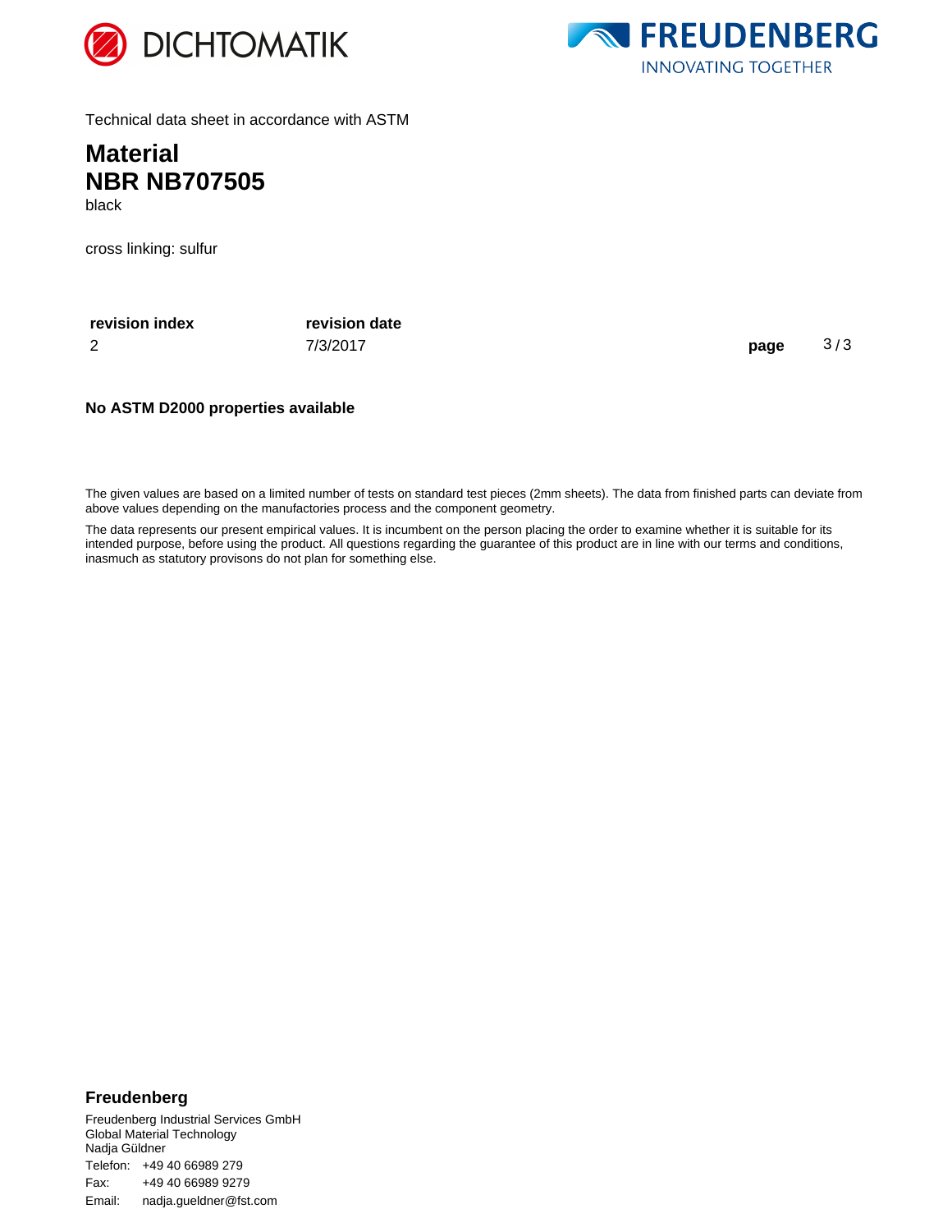Technical data sheet in accordance with ASTM

# Material
# NBR NB707505

black

cross linking: sulfur

| revision index | revision date |
| --- | --- |
| 2 | 7/3/2017 |

**No ASTM D2000 properties available**

The given values are based on a limited number of tests on standard test pieces (2mm sheets). The data from finished parts can deviate from above values depending on the manufactories process and the component geometry.

The data represents our present empirical values. It is incumbent on the person placing the order to examine whether it is suitable for its intended purpose, before using the product. All questions regarding the guarantee of this product are in line with our terms and conditions, inasmuch as statutory provisons do not plan for something else.

## Freudenberg

Freudenberg Industrial Services GmbH
Global Material Technology
Nadja Güldner

Telefon: +49 40 66989 279
Fax: +49 40 66989 9279
Email: nadja.gueldner@fst.com